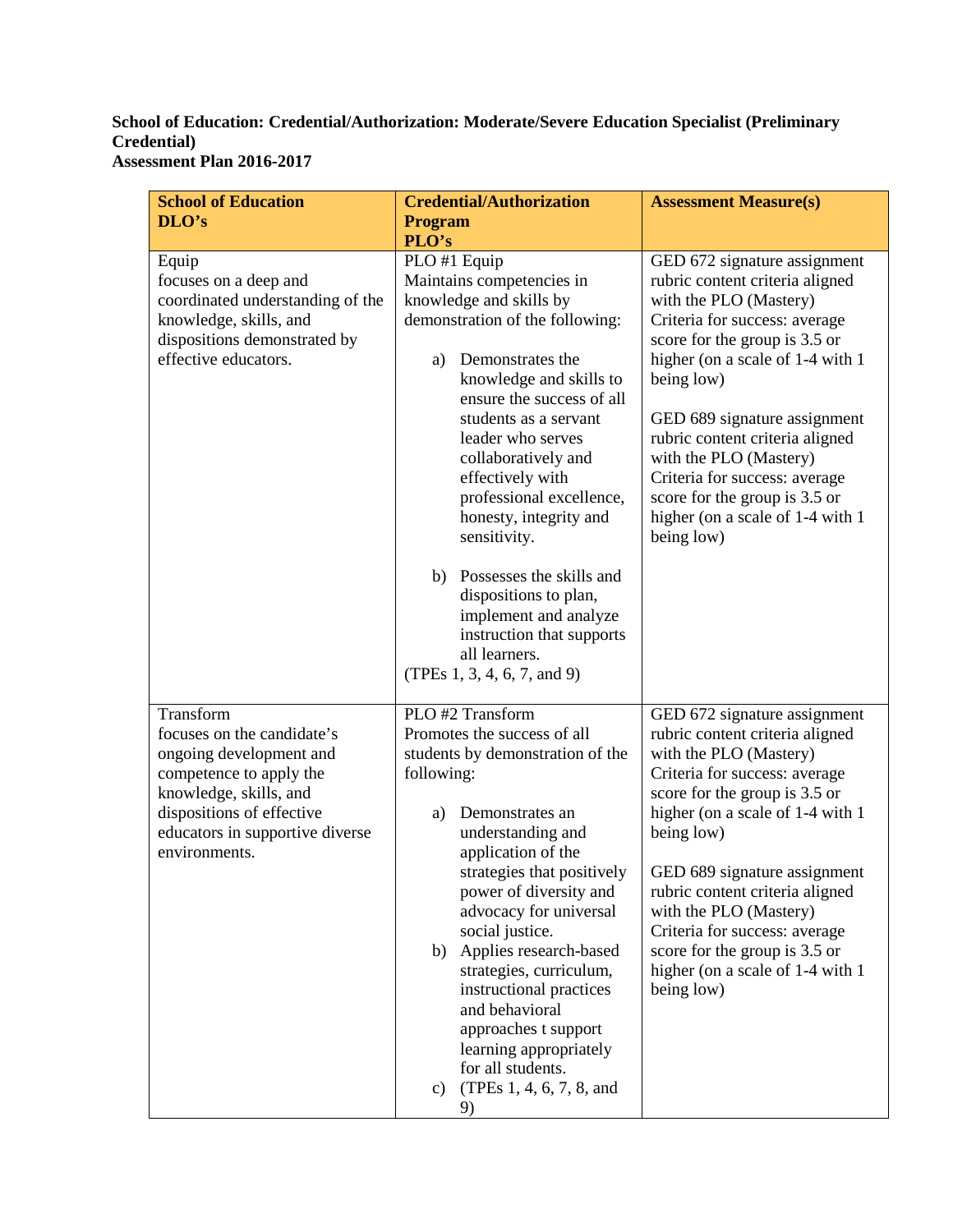**School of Education: Credential/Authorization: Moderate/Severe Education Specialist (Preliminary Credential)**
**Assessment Plan 2016-2017**

| School of Education DLO's | Credential/Authorization Program PLO's | Assessment Measure(s) |
|---|---|---|
| Equip<br>focuses on a deep and coordinated understanding of the knowledge, skills, and dispositions demonstrated by effective educators. | PLO #1 Equip<br>Maintains competencies in knowledge and skills by demonstration of the following:<br><br>a) Demonstrates the knowledge and skills to ensure the success of all students as a servant leader who serves collaboratively and effectively with professional excellence, honesty, integrity and sensitivity.<br><br>b) Possesses the skills and dispositions to plan, implement and analyze instruction that supports all learners.<br>(TPEs 1, 3, 4, 6, 7, and 9) | GED 672 signature assignment rubric content criteria aligned with the PLO (Mastery)<br>Criteria for success: average score for the group is 3.5 or higher (on a scale of 1-4 with 1 being low)<br><br>GED 689 signature assignment rubric content criteria aligned with the PLO (Mastery)<br>Criteria for success: average score for the group is 3.5 or higher (on a scale of 1-4 with 1 being low) |
| Transform<br>focuses on the candidate's ongoing development and competence to apply the knowledge, skills, and dispositions of effective educators in supportive diverse environments. | PLO #2 Transform<br>Promotes the success of all students by demonstration of the following:<br><br>a) Demonstrates an understanding and application of the strategies that positively power of diversity and advocacy for universal social justice.<br>b) Applies research-based strategies, curriculum, instructional practices and behavioral approaches t support learning appropriately for all students.<br>c) (TPEs 1, 4, 6, 7, 8, and 9) | GED 672 signature assignment rubric content criteria aligned with the PLO (Mastery)<br>Criteria for success: average score for the group is 3.5 or higher (on a scale of 1-4 with 1 being low)<br><br>GED 689 signature assignment rubric content criteria aligned with the PLO (Mastery)<br>Criteria for success: average score for the group is 3.5 or higher (on a scale of 1-4 with 1 being low) |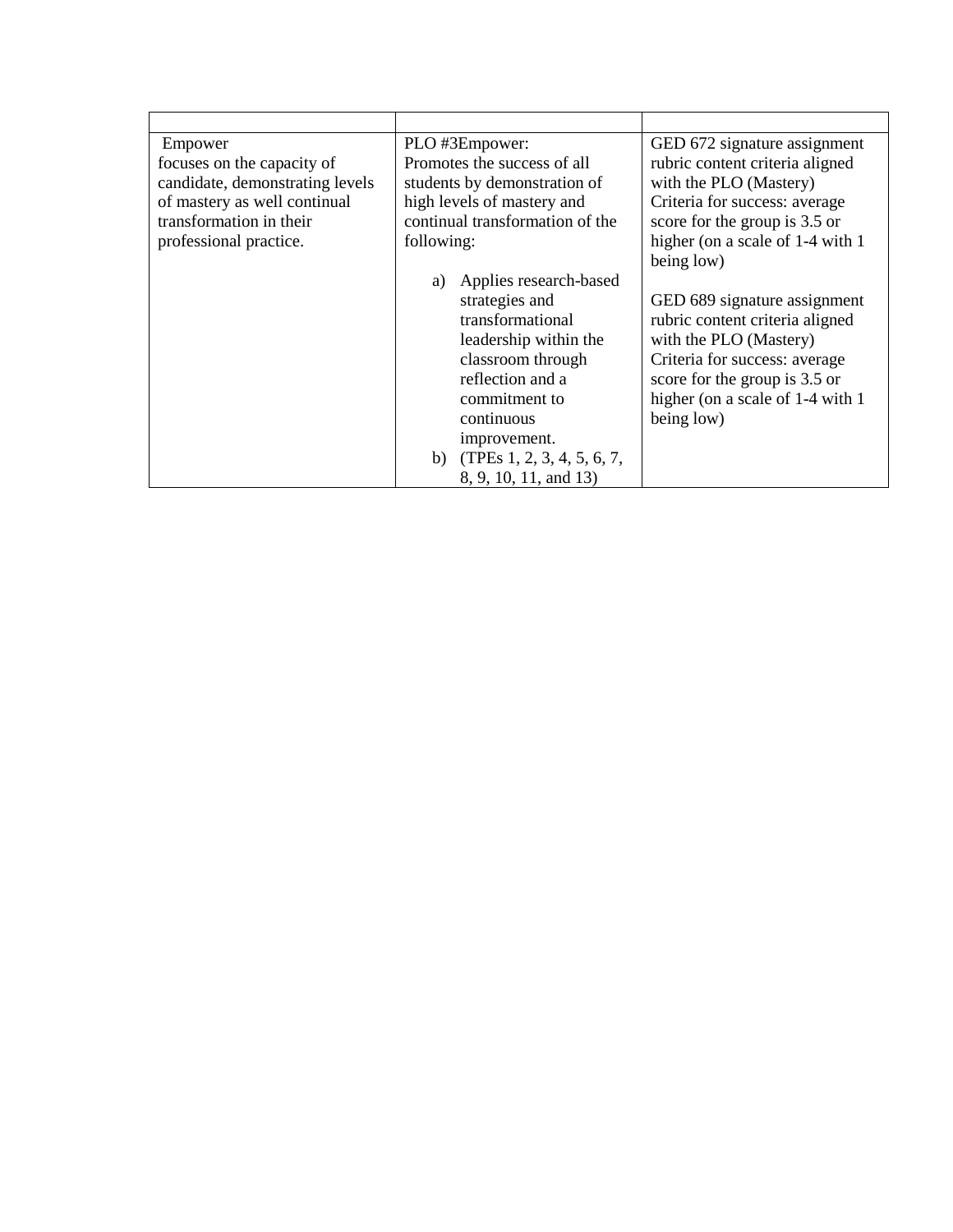| | | |
|---|---|---|
| Empower<br>focuses on the capacity of candidate, demonstrating levels of mastery as well continual transformation in their professional practice. | PLO #3Empower:<br>Promotes the success of all students by demonstration of high levels of mastery and continual transformation of the following:<br><br>a) Applies research-based strategies and transformational leadership within the classroom through reflection and a commitment to continuous improvement.<br>b) (TPEs 1, 2, 3, 4, 5, 6, 7, 8, 9, 10, 11, and 13) | GED 672 signature assignment rubric content criteria aligned with the PLO (Mastery)<br>Criteria for success: average score for the group is 3.5 or higher (on a scale of 1-4 with 1 being low)<br><br>GED 689 signature assignment rubric content criteria aligned with the PLO (Mastery)<br>Criteria for success: average score for the group is 3.5 or higher (on a scale of 1-4 with 1 being low) |